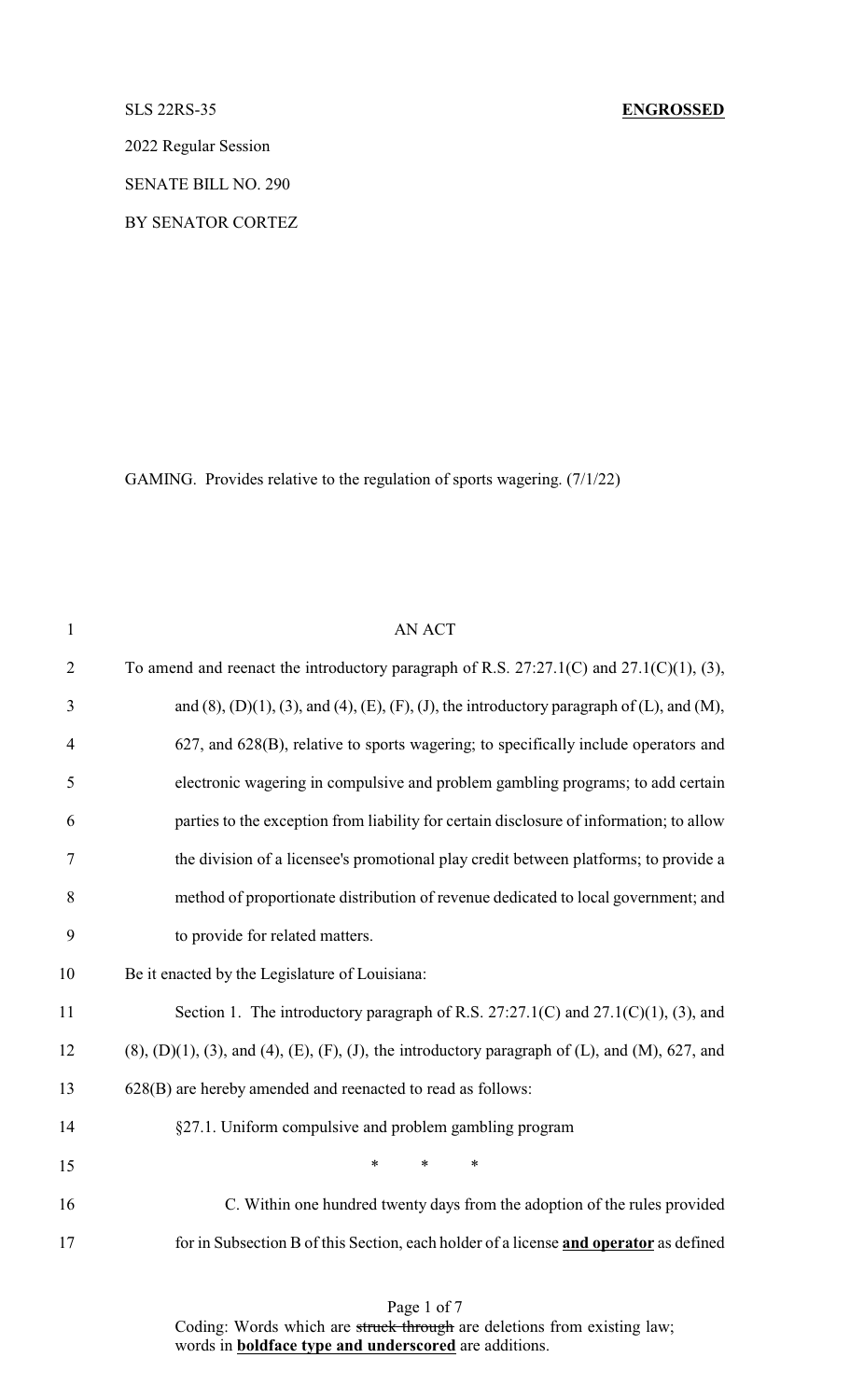SLS 22RS-35 **ENGROSSED**

2022 Regular Session

SENATE BILL NO. 290

BY SENATOR CORTEZ

GAMING. Provides relative to the regulation of sports wagering. (7/1/22)

AN ACT

To amend and reenact the introductory paragraph of R.S. 27:27.1(C) and 27.1(C)(1), (3), and (8), (D)(1), (3), and (4), (E), (F), (J), the introductory paragraph of (L), and (M), 627, and 628(B), relative to sports wagering; to specifically include operators and electronic wagering in compulsive and problem gambling programs; to add certain parties to the exception from liability for certain disclosure of information; to allow the division of a licensee's promotional play credit between platforms; to provide a method of proportionate distribution of revenue dedicated to local government; and to provide for related matters.

Be it enacted by the Legislature of Louisiana:

Section 1. The introductory paragraph of R.S. 27:27.1(C) and 27.1(C)(1), (3), and (8), (D)(1), (3), and (4), (E), (F), (J), the introductory paragraph of (L), and (M), 627, and 628(B) are hereby amended and reenacted to read as follows:

§27.1. Uniform compulsive and problem gambling program

\* \* \*

C. Within one hundred twenty days from the adoption of the rules provided for in Subsection B of this Section, each holder of a license **and operator** as defined

Coding: Words which are ~~struck through~~ are deletions from existing law; words in **boldface type and underscored** are additions.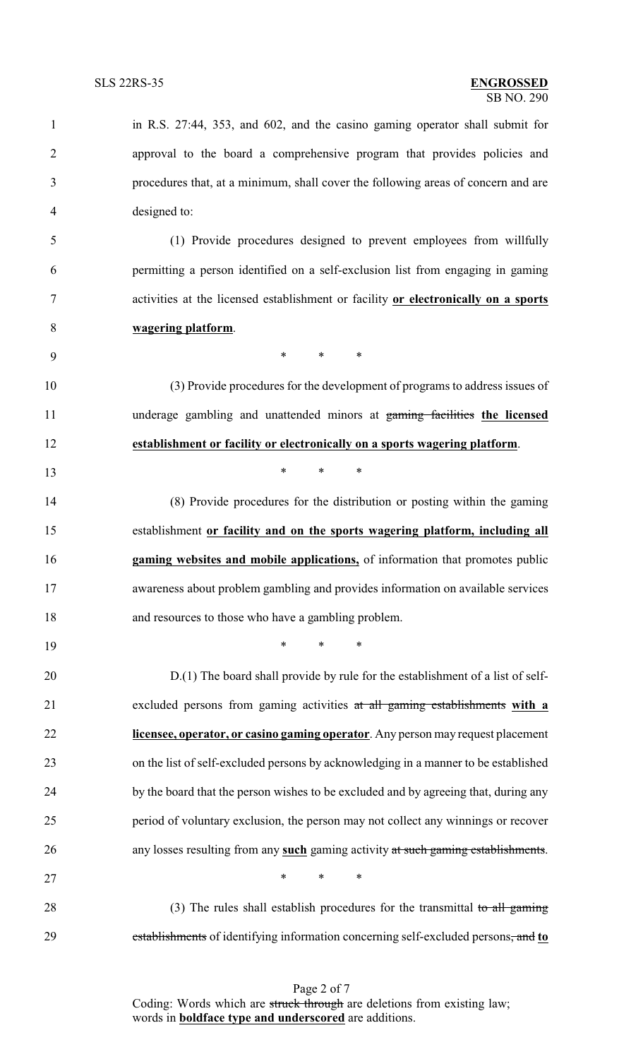in R.S. 27:44, 353, and 602, and the casino gaming operator shall submit for approval to the board a comprehensive program that provides policies and procedures that, at a minimum, shall cover the following areas of concern and are designed to:

(1) Provide procedures designed to prevent employees from willfully permitting a person identified on a self-exclusion list from engaging in gaming activities at the licensed establishment or facility **or electronically on a sports wagering platform**.

\* \* \*

(3) Provide procedures for the development of programs to address issues of underage gambling and unattended minors at ~~gaming facilities~~ **the licensed establishment or facility or electronically on a sports wagering platform**.

\* \* \*

(8) Provide procedures for the distribution or posting within the gaming establishment **or facility and on the sports wagering platform, including all gaming websites and mobile applications,** of information that promotes public awareness about problem gambling and provides information on available services and resources to those who have a gambling problem.

\* \* \*

D.(1) The board shall provide by rule for the establishment of a list of self-excluded persons from gaming activities ~~at all gaming establishments~~ **with a licensee, operator, or casino gaming operator**. Any person may request placement on the list of self-excluded persons by acknowledging in a manner to be established by the board that the person wishes to be excluded and by agreeing that, during any period of voluntary exclusion, the person may not collect any winnings or recover any losses resulting from any **such** gaming activity ~~at such gaming establishments~~.

\* \* \*

(3) The rules shall establish procedures for the transmittal ~~to all gaming establishments~~ of identifying information concerning self-excluded persons~~, and~~ **to**

Coding: Words which are ~~struck through~~ are deletions from existing law; words in **boldface type and underscored** are additions.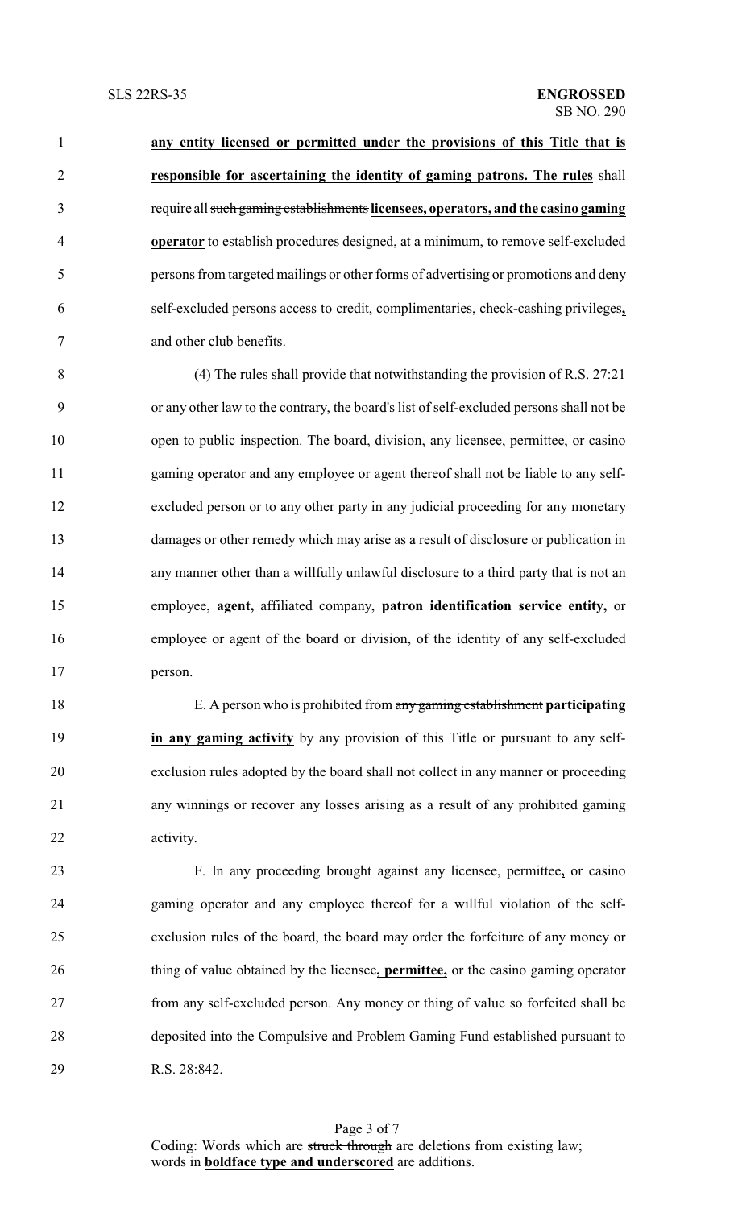**any entity licensed or permitted under the provisions of this Title that is responsible for ascertaining the identity of gaming patrons. The rules** shall require all ~~such gaming establishments~~ **licensees, operators, and the casino gaming operator** to establish procedures designed, at a minimum, to remove self-excluded persons from targeted mailings or other forms of advertising or promotions and deny self-excluded persons access to credit, complimentaries, check-cashing privileges**,** and other club benefits.

(4) The rules shall provide that notwithstanding the provision of R.S. 27:21 or any other law to the contrary, the board's list of self-excluded persons shall not be open to public inspection. The board, division, any licensee, permittee, or casino gaming operator and any employee or agent thereof shall not be liable to any self-excluded person or to any other party in any judicial proceeding for any monetary damages or other remedy which may arise as a result of disclosure or publication in any manner other than a willfully unlawful disclosure to a third party that is not an employee, **agent,** affiliated company, **patron identification service entity,** or employee or agent of the board or division, of the identity of any self-excluded person.

E. A person who is prohibited from ~~any gaming establishment~~ **participating in any gaming activity** by any provision of this Title or pursuant to any self-exclusion rules adopted by the board shall not collect in any manner or proceeding any winnings or recover any losses arising as a result of any prohibited gaming activity.

F. In any proceeding brought against any licensee, permittee**,** or casino gaming operator and any employee thereof for a willful violation of the self-exclusion rules of the board, the board may order the forfeiture of any money or thing of value obtained by the licensee**, permittee,** or the casino gaming operator from any self-excluded person. Any money or thing of value so forfeited shall be deposited into the Compulsive and Problem Gaming Fund established pursuant to R.S. 28:842.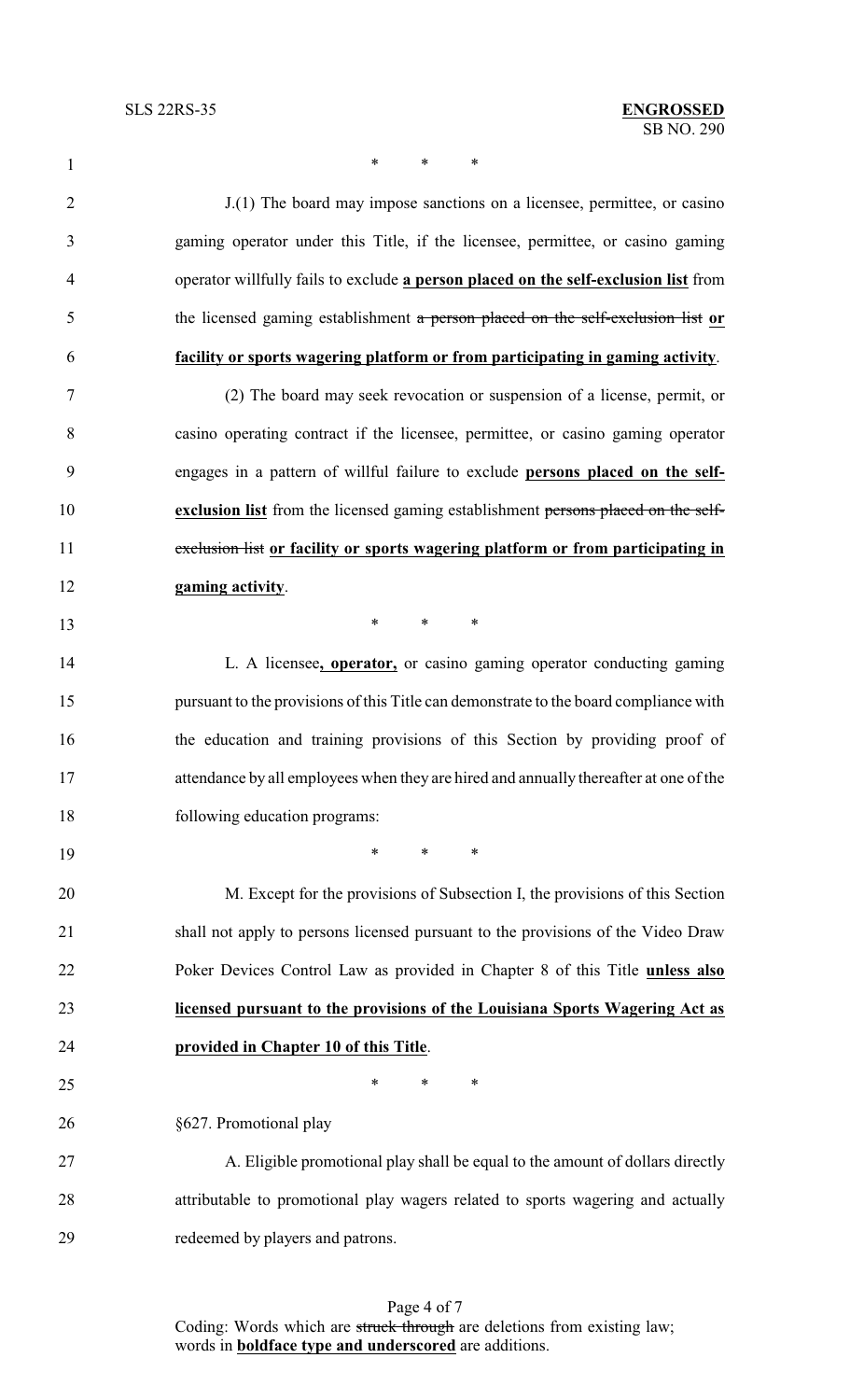\* \* \*

J.(1) The board may impose sanctions on a licensee, permittee, or casino gaming operator under this Title, if the licensee, permittee, or casino gaming operator willfully fails to exclude **a person placed on the self-exclusion list** from the licensed gaming establishment ~~a person placed on the self-exclusion list~~ **or facility or sports wagering platform or from participating in gaming activity**.

(2) The board may seek revocation or suspension of a license, permit, or casino operating contract if the licensee, permittee, or casino gaming operator engages in a pattern of willful failure to exclude **persons placed on the self-exclusion list** from the licensed gaming establishment ~~persons placed on the self-exclusion list~~ **or facility or sports wagering platform or from participating in gaming activity**.

\* \* \*

L. A licensee**, operator,** or casino gaming operator conducting gaming pursuant to the provisions of this Title can demonstrate to the board compliance with the education and training provisions of this Section by providing proof of attendance by all employees when they are hired and annually thereafter at one of the following education programs:

\* \* \*

M. Except for the provisions of Subsection I, the provisions of this Section shall not apply to persons licensed pursuant to the provisions of the Video Draw Poker Devices Control Law as provided in Chapter 8 of this Title **unless also licensed pursuant to the provisions of the Louisiana Sports Wagering Act as provided in Chapter 10 of this Title**.

\* \* \*

§627. Promotional play

A. Eligible promotional play shall be equal to the amount of dollars directly attributable to promotional play wagers related to sports wagering and actually redeemed by players and patrons.

Coding: Words which are ~~struck through~~ are deletions from existing law; words in **boldface type and underscored** are additions.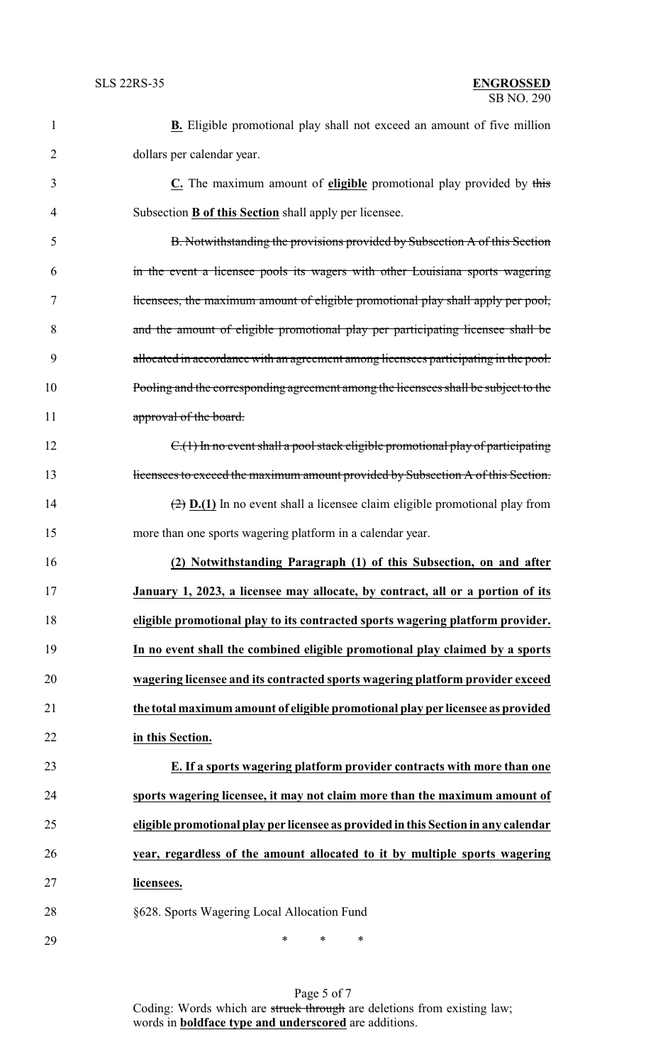**B.** Eligible promotional play shall not exceed an amount of five million dollars per calendar year.

**C.** The maximum amount of **eligible** promotional play provided by ~~this~~ Subsection **B of this Section** shall apply per licensee.

~~B. Notwithstanding the provisions provided by Subsection A of this Section in the event a licensee pools its wagers with other Louisiana sports wagering licensees, the maximum amount of eligible promotional play shall apply per pool, and the amount of eligible promotional play per participating licensee shall be allocated in accordance with an agreement among licensees participating in the pool. Pooling and the corresponding agreement among the licensees shall be subject to the approval of the board.~~

~~C.(1) In no event shall a pool stack eligible promotional play of participating licensees to exceed the maximum amount provided by Subsection A of this Section.~~

~~(2)~~ **D.(1)** In no event shall a licensee claim eligible promotional play from more than one sports wagering platform in a calendar year.

**(2) Notwithstanding Paragraph (1) of this Subsection, on and after January 1, 2023, a licensee may allocate, by contract, all or a portion of its eligible promotional play to its contracted sports wagering platform provider. In no event shall the combined eligible promotional play claimed by a sports wagering licensee and its contracted sports wagering platform provider exceed the total maximum amount of eligible promotional play per licensee as provided in this Section.**

**E. If a sports wagering platform provider contracts with more than one sports wagering licensee, it may not claim more than the maximum amount of eligible promotional play per licensee as provided in this Section in any calendar year, regardless of the amount allocated to it by multiple sports wagering licensees.**

§628. Sports Wagering Local Allocation Fund

\* \* \*

Coding: Words which are ~~struck through~~ are deletions from existing law; words in **boldface type and underscored** are additions.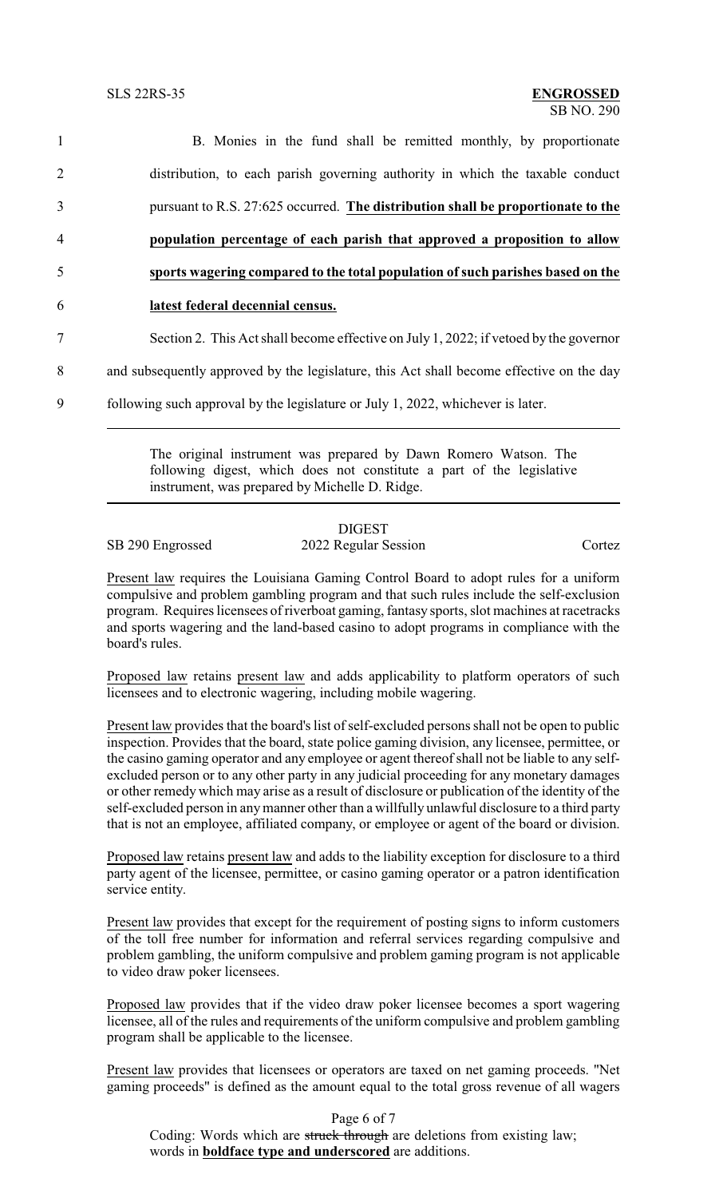B. Monies in the fund shall be remitted monthly, by proportionate distribution, to each parish governing authority in which the taxable conduct pursuant to R.S. 27:625 occurred. **The distribution shall be proportionate to the population percentage of each parish that approved a proposition to allow sports wagering compared to the total population of such parishes based on the latest federal decennial census.**

Section 2. This Act shall become effective on July 1, 2022; if vetoed by the governor and subsequently approved by the legislature, this Act shall become effective on the day following such approval by the legislature or July 1, 2022, whichever is later.

---

The original instrument was prepared by Dawn Romero Watson. The following digest, which does not constitute a part of the legislative instrument, was prepared by Michelle D. Ridge.

---

DIGEST

SB 290 Engrossed — 2022 Regular Session — Cortez

Present law requires the Louisiana Gaming Control Board to adopt rules for a uniform compulsive and problem gambling program and that such rules include the self-exclusion program. Requires licensees of riverboat gaming, fantasy sports, slot machines at racetracks and sports wagering and the land-based casino to adopt programs in compliance with the board's rules.

Proposed law retains present law and adds applicability to platform operators of such licensees and to electronic wagering, including mobile wagering.

Present law provides that the board's list of self-excluded persons shall not be open to public inspection. Provides that the board, state police gaming division, any licensee, permittee, or the casino gaming operator and any employee or agent thereof shall not be liable to any self-excluded person or to any other party in any judicial proceeding for any monetary damages or other remedy which may arise as a result of disclosure or publication of the identity of the self-excluded person in any manner other than a willfully unlawful disclosure to a third party that is not an employee, affiliated company, or employee or agent of the board or division.

Proposed law retains present law and adds to the liability exception for disclosure to a third party agent of the licensee, permittee, or casino gaming operator or a patron identification service entity.

Present law provides that except for the requirement of posting signs to inform customers of the toll free number for information and referral services regarding compulsive and problem gambling, the uniform compulsive and problem gaming program is not applicable to video draw poker licensees.

Proposed law provides that if the video draw poker licensee becomes a sport wagering licensee, all of the rules and requirements of the uniform compulsive and problem gambling program shall be applicable to the licensee.

Present law provides that licensees or operators are taxed on net gaming proceeds. "Net gaming proceeds" is defined as the amount equal to the total gross revenue of all wagers

Coding: Words which are ~~struck through~~ are deletions from existing law; words in **boldface type and underscored** are additions.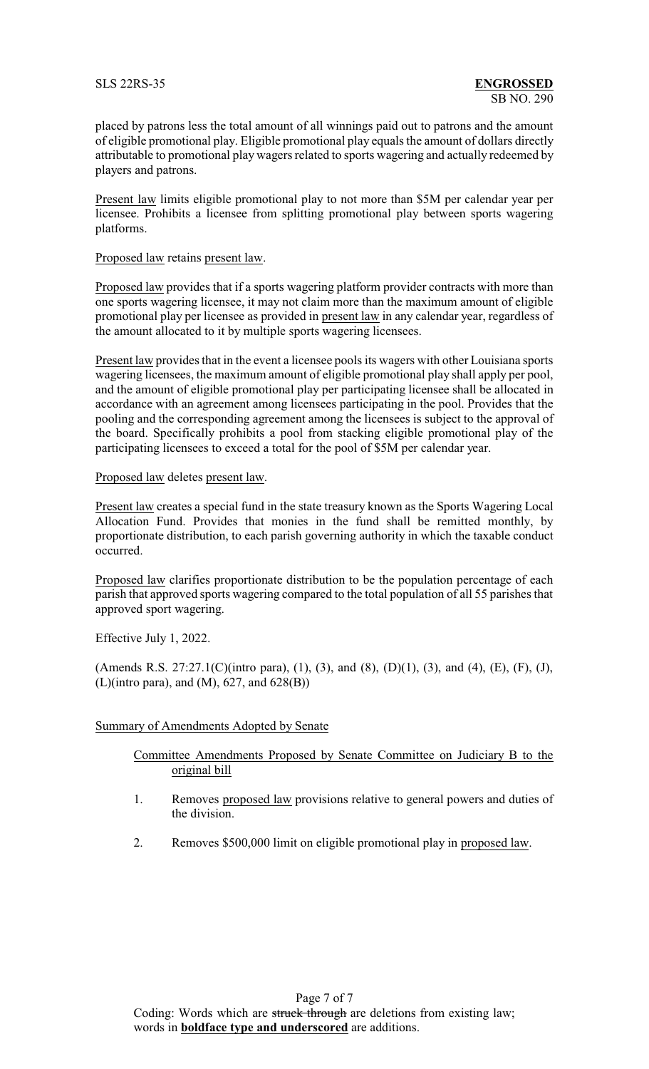placed by patrons less the total amount of all winnings paid out to patrons and the amount of eligible promotional play. Eligible promotional play equals the amount of dollars directly attributable to promotional play wagers related to sports wagering and actually redeemed by players and patrons.

Present law limits eligible promotional play to not more than $5M per calendar year per licensee. Prohibits a licensee from splitting promotional play between sports wagering platforms.

Proposed law retains present law.

Proposed law provides that if a sports wagering platform provider contracts with more than one sports wagering licensee, it may not claim more than the maximum amount of eligible promotional play per licensee as provided in present law in any calendar year, regardless of the amount allocated to it by multiple sports wagering licensees.

Present law provides that in the event a licensee pools its wagers with other Louisiana sports wagering licensees, the maximum amount of eligible promotional play shall apply per pool, and the amount of eligible promotional play per participating licensee shall be allocated in accordance with an agreement among licensees participating in the pool. Provides that the pooling and the corresponding agreement among the licensees is subject to the approval of the board. Specifically prohibits a pool from stacking eligible promotional play of the participating licensees to exceed a total for the pool of $5M per calendar year.

Proposed law deletes present law.

Present law creates a special fund in the state treasury known as the Sports Wagering Local Allocation Fund. Provides that monies in the fund shall be remitted monthly, by proportionate distribution, to each parish governing authority in which the taxable conduct occurred.

Proposed law clarifies proportionate distribution to be the population percentage of each parish that approved sports wagering compared to the total population of all 55 parishes that approved sport wagering.

Effective July 1, 2022.

(Amends R.S. 27:27.1(C)(intro para), (1), (3), and (8), (D)(1), (3), and (4), (E), (F), (J), (L)(intro para), and (M), 627, and 628(B))

Summary of Amendments Adopted by Senate

Committee Amendments Proposed by Senate Committee on Judiciary B to the original bill

1. Removes proposed law provisions relative to general powers and duties of the division.
2. Removes $500,000 limit on eligible promotional play in proposed law.